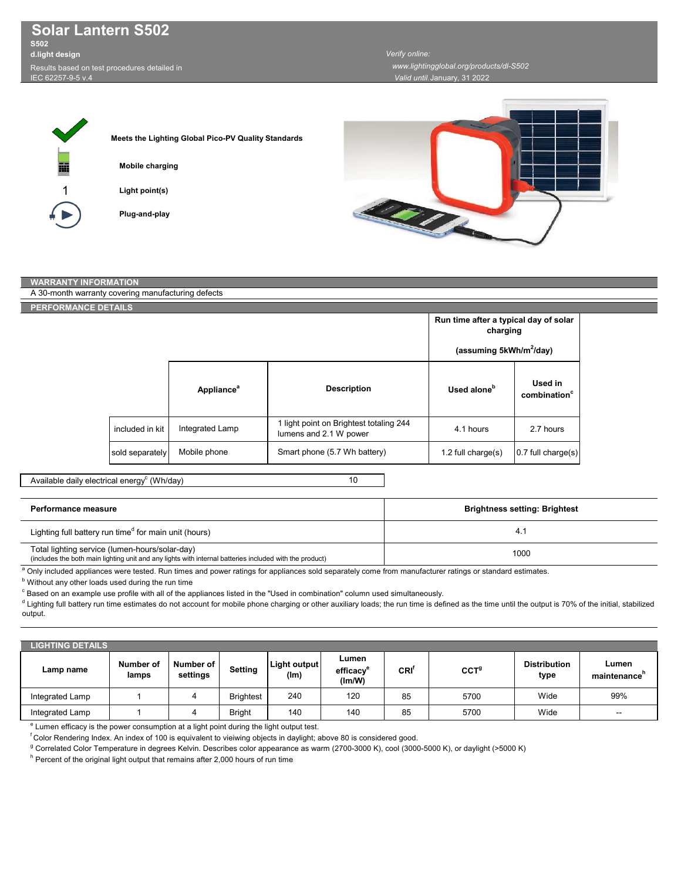# Solar Lantern S502

**S502**

**d.light design**

Results based on test procedures detailed in IEC 62257-9-5 v.4

*Verify online:* www.lightingglobal.org/products/dl-S502

*Valid until* January, 31 2022

**Meets the Lighting Global Pico-PV Quality Standards**

**Mobile charging**

1 **Light point(s)**

**Plug-and-play**

## WARRANTY INFORMATION

A 30-month warranty covering manufacturing defects

## PERFORMANCE DETAILS

| | Appliance[a] | Description | Run time after a typical day of solar charging (assuming 5kWh/m$^2$/day) — Used alone[b] | Used in combination[c] |
|---|---|---|---|---|
| included in kit | Integrated Lamp | 1 light point on Brightest totaling 244 lumens and 2.1 W power | 4.1 hours | 2.7 hours |
| sold separately | Mobile phone | Smart phone (5.7 Wh battery) | 1.2 full charge(s) | 0.7 full charge(s) |

| Available daily electrical energy[c] (Wh/day) | 10 |
|---|---|

| Performance measure | Brightness setting: Brightest |
|---|---|
| Lighting full battery run time[d] for main unit (hours) | 4.1 |
| Total lighting service (lumen-hours/solar-day) (includes the both main lighting unit and any lights with internal batteries included with the product) | 1000 |

[a] Only included appliances were tested. Run times and power ratings for appliances sold separately come from manufacturer ratings or standard estimates.

[b] Without any other loads used during the run time

[c] Based on an example use profile with all of the appliances listed in the "Used in combination" column used simultaneously.

[d] Lighting full battery run time estimates do not account for mobile phone charging or other auxiliary loads; the run time is defined as the time until the output is 70% of the initial, stabilized output.

## LIGHTING DETAILS

| Lamp name | Number of lamps | Number of settings | Setting | Light output (lm) | Lumen efficacy[e] (lm/W) | CRI[f] | CCT[g] | Distribution type | Lumen maintenance[h] |
|---|---|---|---|---|---|---|---|---|---|
| Integrated Lamp | 1 | 4 | Brightest | 240 | 120 | 85 | 5700 | Wide | 99% |
| Integrated Lamp | 1 | 4 | Bright | 140 | 140 | 85 | 5700 | Wide | -- |

[e] Lumen efficacy is the power consumption at a light point during the light output test.

[f] Color Rendering Index. An index of 100 is equivalent to vieiwing objects in daylight; above 80 is considered good.

[g] Correlated Color Temperature in degrees Kelvin. Describes color appearance as warm (2700-3000 K), cool (3000-5000 K), or daylight (>5000 K)

[h] Percent of the original light output that remains after 2,000 hours of run time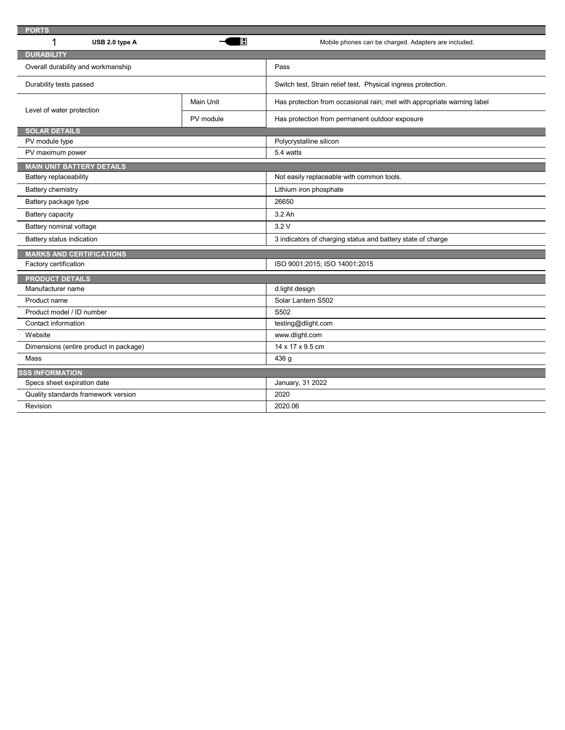| PORTS | | | |
|---|---|---|---|
| 1 | USB 2.0 type A | | Mobile phones can be charged. Adapters are included. |
| **DURABILITY** | | | |
| Overall durability and workmanship | | | Pass |
| Durability tests passed | | | Switch test, Strain relief test, Physical ingress protection. |
| Level of water protection | | Main Unit | Has protection from occasional rain; met with appropriate warning label |
| | | PV module | Has protection from permanent outdoor exposure |
| **SOLAR DETAILS** | | | |
| PV module type | | | Polycrystalline silicon |
| PV maximum power | | | 5.4 watts |
| **MAIN UNIT BATTERY DETAILS** | | | |
| Battery replaceability | | | Not easily replaceable with common tools. |
| Battery chemistry | | | Lithium iron phosphate |
| Battery package type | | | 26650 |
| Battery capacity | | | 3.2 Ah |
| Battery nominal voltage | | | 3.2 V |
| Battery status indication | | | 3 indicators of charging status and battery state of charge |
| **MARKS AND CERTIFICATIONS** | | | |
| Factory certification | | | ISO 9001:2015; ISO 14001:2015 |
| **PRODUCT DETAILS** | | | |
| Manufacturer name | | | d.light design |
| Product name | | | Solar Lantern S502 |
| Product model / ID number | | | S502 |
| Contact information | | | testing@dlight.com |
| Website | | | www.dlight.com |
| Dimensions (entire product in package) | | | 14 x 17 x 9.5 cm |
| Mass | | | 436 g |
| **SSS INFORMATION** | | | |
| Specs sheet expiration date | | | January, 31 2022 |
| Quality standards framework version | | | 2020 |
| Revision | | | 2020.06 |